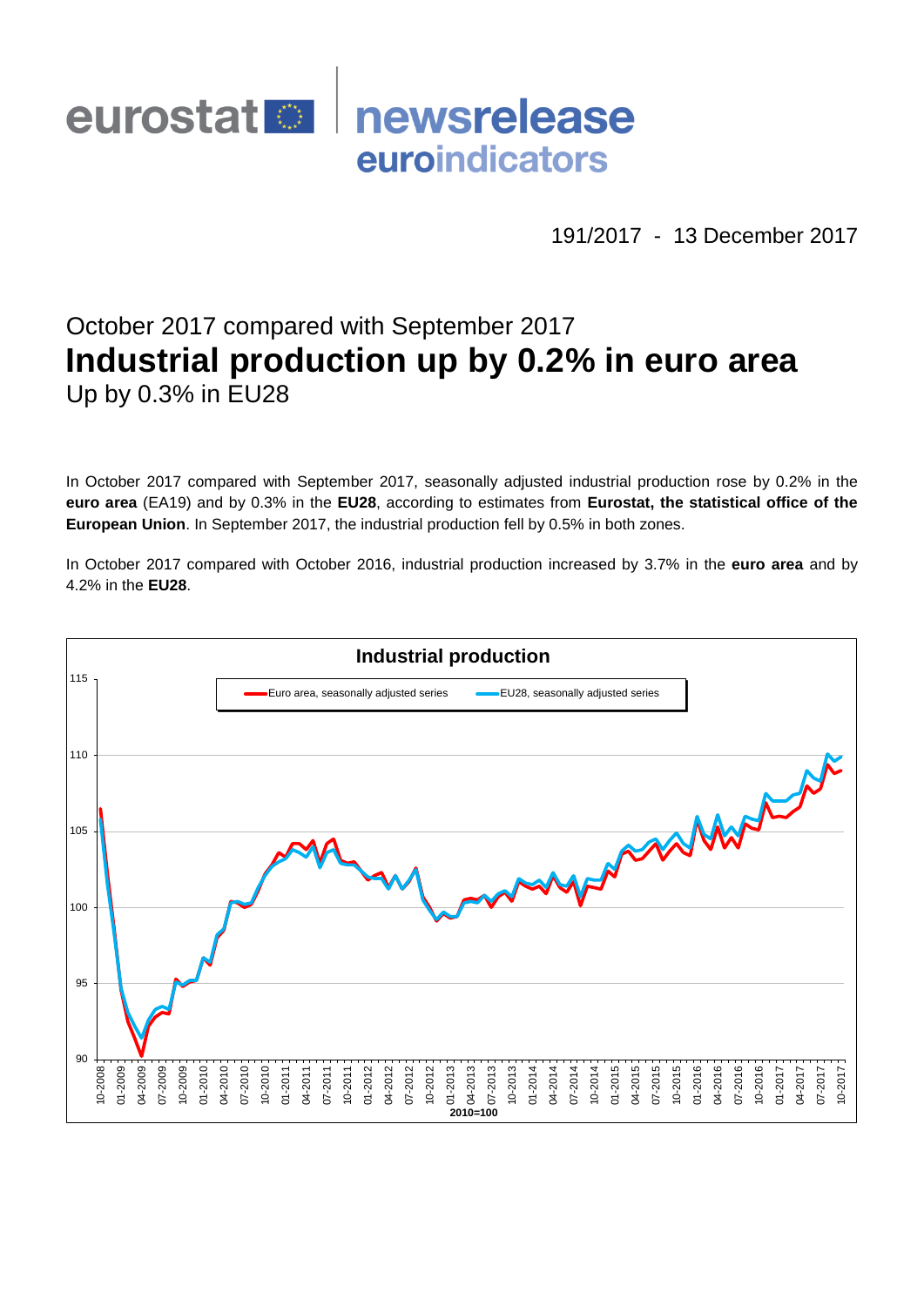eurostat newsrelease euroindicators

191/2017 - 13 December 2017

October 2017 compared with September 2017

# Industrial production up by 0.2% in euro area

## Up by 0.3% in EU28

In October 2017 compared with September 2017, seasonally adjusted industrial production rose by 0.2% in the **euro area** (EA19) and by 0.3% in the **EU28**, according to estimates from **Eurostat, the statistical office of the European Union**. In September 2017, the industrial production fell by 0.5% in both zones.

In October 2017 compared with October 2016, industrial production increased by 3.7% in the **euro area** and by 4.2% in the **EU28**.

**Industrial production**

Euro area, seasonally adjusted series — EU28, seasonally adjusted series

2010=100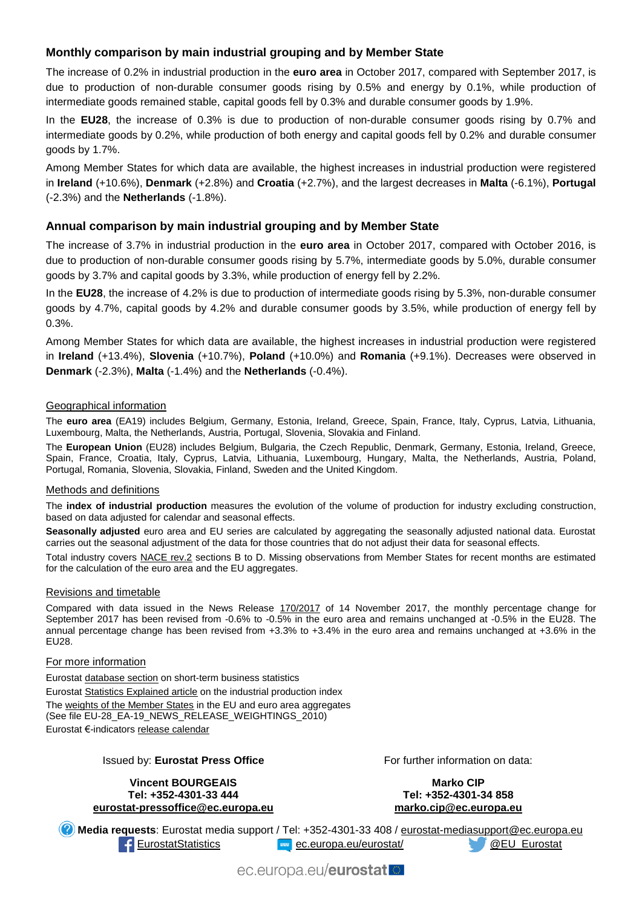## Monthly comparison by main industrial grouping and by Member State

The increase of 0.2% in industrial production in the **euro area** in October 2017, compared with September 2017, is due to production of non-durable consumer goods rising by 0.5% and energy by 0.1%, while production of intermediate goods remained stable, capital goods fell by 0.3% and durable consumer goods by 1.9%.

In the **EU28**, the increase of 0.3% is due to production of non-durable consumer goods rising by 0.7% and intermediate goods by 0.2%, while production of both energy and capital goods fell by 0.2% and durable consumer goods by 1.7%.

Among Member States for which data are available, the highest increases in industrial production were registered in **Ireland** (+10.6%), **Denmark** (+2.8%) and **Croatia** (+2.7%), and the largest decreases in **Malta** (-6.1%), **Portugal** (-2.3%) and the **Netherlands** (-1.8%).

## Annual comparison by main industrial grouping and by Member State

The increase of 3.7% in industrial production in the **euro area** in October 2017, compared with October 2016, is due to production of non-durable consumer goods rising by 5.7%, intermediate goods by 5.0%, durable consumer goods by 3.7% and capital goods by 3.3%, while production of energy fell by 2.2%.

In the **EU28**, the increase of 4.2% is due to production of intermediate goods rising by 5.3%, non-durable consumer goods by 4.7%, capital goods by 4.2% and durable consumer goods by 3.5%, while production of energy fell by 0.3%.

Among Member States for which data are available, the highest increases in industrial production were registered in **Ireland** (+13.4%), **Slovenia** (+10.7%), **Poland** (+10.0%) and **Romania** (+9.1%). Decreases were observed in **Denmark** (-2.3%), **Malta** (-1.4%) and the **Netherlands** (-0.4%).

### Geographical information

The **euro area** (EA19) includes Belgium, Germany, Estonia, Ireland, Greece, Spain, France, Italy, Cyprus, Latvia, Lithuania, Luxembourg, Malta, the Netherlands, Austria, Portugal, Slovenia, Slovakia and Finland.

The **European Union** (EU28) includes Belgium, Bulgaria, the Czech Republic, Denmark, Germany, Estonia, Ireland, Greece, Spain, France, Croatia, Italy, Cyprus, Latvia, Lithuania, Luxembourg, Hungary, Malta, the Netherlands, Austria, Poland, Portugal, Romania, Slovenia, Slovakia, Finland, Sweden and the United Kingdom.

### Methods and definitions

The **index of industrial production** measures the evolution of the volume of production for industry excluding construction, based on data adjusted for calendar and seasonal effects.

**Seasonally adjusted** euro area and EU series are calculated by aggregating the seasonally adjusted national data. Eurostat carries out the seasonal adjustment of the data for those countries that do not adjust their data for seasonal effects.

Total industry covers NACE rev.2 sections B to D. Missing observations from Member States for recent months are estimated for the calculation of the euro area and the EU aggregates.

### Revisions and timetable

Compared with data issued in the News Release 170/2017 of 14 November 2017, the monthly percentage change for September 2017 has been revised from -0.6% to -0.5% in the euro area and remains unchanged at -0.5% in the EU28. The annual percentage change has been revised from +3.3% to +3.4% in the euro area and remains unchanged at +3.6% in the EU28.

### For more information

Eurostat database section on short-term business statistics

Eurostat Statistics Explained article on the industrial production index

The weights of the Member States in the EU and euro area aggregates
(See file EU-28_EA-19_NEWS_RELEASE_WEIGHTINGS_2010)

Eurostat €-indicators release calendar

Issued by: **Eurostat Press Office**

**Vincent BOURGEAIS**
**Tel: +352-4301-33 444**
**eurostat-pressoffice@ec.europa.eu**

For further information on data:

**Marko CIP**
**Tel: +352-4301-34 858**
**marko.cip@ec.europa.eu**

**Media requests**: Eurostat media support / Tel: +352-4301-33 408 / eurostat-mediasupport@ec.europa.eu

EurostatStatistics ec.europa.eu/eurostat/ @EU_Eurostat

ec.europa.eu/**eurostat**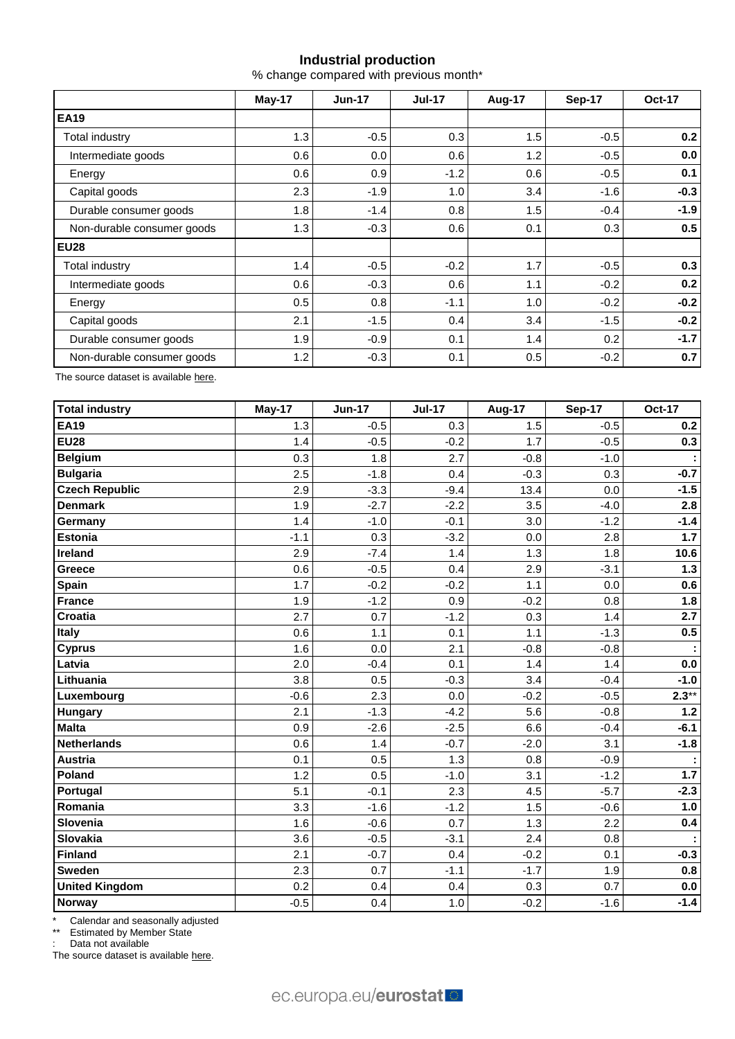## Industrial production

% change compared with previous month*

| | May-17 | Jun-17 | Jul-17 | Aug-17 | Sep-17 | Oct-17 |
|---|---|---|---|---|---|---|
| **EA19** | | | | | | |
| Total industry | 1.3 | -0.5 | 0.3 | 1.5 | -0.5 | **0.2** |
| Intermediate goods | 0.6 | 0.0 | 0.6 | 1.2 | -0.5 | **0.0** |
| Energy | 0.6 | 0.9 | -1.2 | 0.6 | -0.5 | **0.1** |
| Capital goods | 2.3 | -1.9 | 1.0 | 3.4 | -1.6 | **-0.3** |
| Durable consumer goods | 1.8 | -1.4 | 0.8 | 1.5 | -0.4 | **-1.9** |
| Non-durable consumer goods | 1.3 | -0.3 | 0.6 | 0.1 | 0.3 | **0.5** |
| **EU28** | | | | | | |
| Total industry | 1.4 | -0.5 | -0.2 | 1.7 | -0.5 | **0.3** |
| Intermediate goods | 0.6 | -0.3 | 0.6 | 1.1 | -0.2 | **0.2** |
| Energy | 0.5 | 0.8 | -1.1 | 1.0 | -0.2 | **-0.2** |
| Capital goods | 2.1 | -1.5 | 0.4 | 3.4 | -1.5 | **-0.2** |
| Durable consumer goods | 1.9 | -0.9 | 0.1 | 1.4 | 0.2 | **-1.7** |
| Non-durable consumer goods | 1.2 | -0.3 | 0.1 | 0.5 | -0.2 | **0.7** |

The source dataset is available here.

| Total industry | May-17 | Jun-17 | Jul-17 | Aug-17 | Sep-17 | Oct-17 |
|---|---|---|---|---|---|---|
| **EA19** | 1.3 | -0.5 | 0.3 | 1.5 | -0.5 | **0.2** |
| **EU28** | 1.4 | -0.5 | -0.2 | 1.7 | -0.5 | **0.3** |
| **Belgium** | 0.3 | 1.8 | 2.7 | -0.8 | -1.0 | **:** |
| **Bulgaria** | 2.5 | -1.8 | 0.4 | -0.3 | 0.3 | **-0.7** |
| **Czech Republic** | 2.9 | -3.3 | -9.4 | 13.4 | 0.0 | **-1.5** |
| **Denmark** | 1.9 | -2.7 | -2.2 | 3.5 | -4.0 | **2.8** |
| **Germany** | 1.4 | -1.0 | -0.1 | 3.0 | -1.2 | **-1.4** |
| **Estonia** | -1.1 | 0.3 | -3.2 | 0.0 | 2.8 | **1.7** |
| **Ireland** | 2.9 | -7.4 | 1.4 | 1.3 | 1.8 | **10.6** |
| **Greece** | 0.6 | -0.5 | 0.4 | 2.9 | -3.1 | **1.3** |
| **Spain** | 1.7 | -0.2 | -0.2 | 1.1 | 0.0 | **0.6** |
| **France** | 1.9 | -1.2 | 0.9 | -0.2 | 0.8 | **1.8** |
| **Croatia** | 2.7 | 0.7 | -1.2 | 0.3 | 1.4 | **2.7** |
| **Italy** | 0.6 | 1.1 | 0.1 | 1.1 | -1.3 | **0.5** |
| **Cyprus** | 1.6 | 0.0 | 2.1 | -0.8 | -0.8 | **:** |
| **Latvia** | 2.0 | -0.4 | 0.1 | 1.4 | 1.4 | **0.0** |
| **Lithuania** | 3.8 | 0.5 | -0.3 | 3.4 | -0.4 | **-1.0** |
| **Luxembourg** | -0.6 | 2.3 | 0.0 | -0.2 | -0.5 | **2.3****  |
| **Hungary** | 2.1 | -1.3 | -4.2 | 5.6 | -0.8 | **1.2** |
| **Malta** | 0.9 | -2.6 | -2.5 | 6.6 | -0.4 | **-6.1** |
| **Netherlands** | 0.6 | 1.4 | -0.7 | -2.0 | 3.1 | **-1.8** |
| **Austria** | 0.1 | 0.5 | 1.3 | 0.8 | -0.9 | **:** |
| **Poland** | 1.2 | 0.5 | -1.0 | 3.1 | -1.2 | **1.7** |
| **Portugal** | 5.1 | -0.1 | 2.3 | 4.5 | -5.7 | **-2.3** |
| **Romania** | 3.3 | -1.6 | -1.2 | 1.5 | -0.6 | **1.0** |
| **Slovenia** | 1.6 | -0.6 | 0.7 | 1.3 | 2.2 | **0.4** |
| **Slovakia** | 3.6 | -0.5 | -3.1 | 2.4 | 0.8 | **:** |
| **Finland** | 2.1 | -0.7 | 0.4 | -0.2 | 0.1 | **-0.3** |
| **Sweden** | 2.3 | 0.7 | -1.1 | -1.7 | 1.9 | **0.8** |
| **United Kingdom** | 0.2 | 0.4 | 0.4 | 0.3 | 0.7 | **0.0** |
| **Norway** | -0.5 | 0.4 | 1.0 | -0.2 | -1.6 | **-1.4** |

\* Calendar and seasonally adjusted

** Estimated by Member State

: Data not available

The source dataset is available here.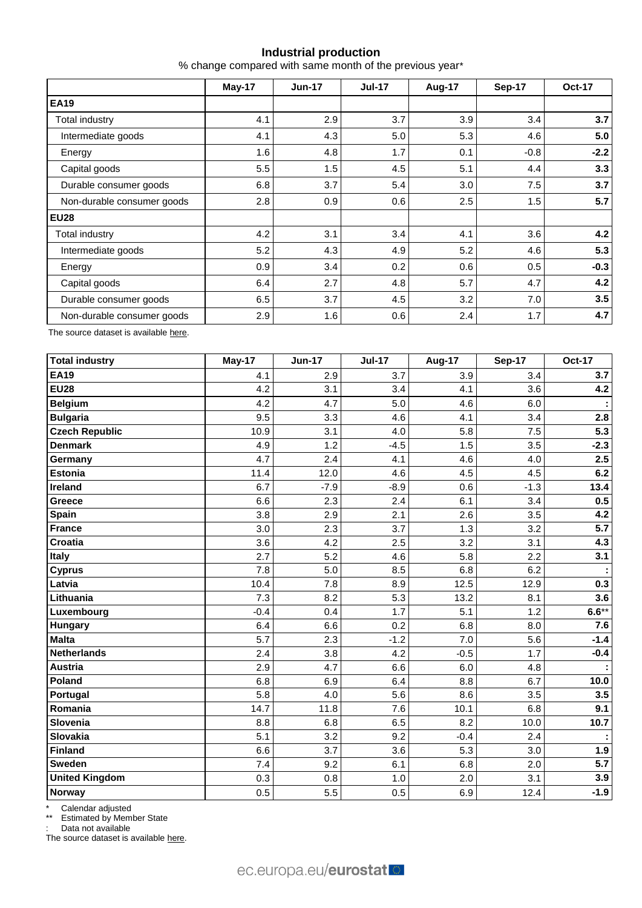# Industrial production

% change compared with same month of the previous year*

| | May-17 | Jun-17 | Jul-17 | Aug-17 | Sep-17 | Oct-17 |
|---|---|---|---|---|---|---|
| **EA19** | | | | | | |
| Total industry | 4.1 | 2.9 | 3.7 | 3.9 | 3.4 | **3.7** |
| Intermediate goods | 4.1 | 4.3 | 5.0 | 5.3 | 4.6 | **5.0** |
| Energy | 1.6 | 4.8 | 1.7 | 0.1 | -0.8 | **-2.2** |
| Capital goods | 5.5 | 1.5 | 4.5 | 5.1 | 4.4 | **3.3** |
| Durable consumer goods | 6.8 | 3.7 | 5.4 | 3.0 | 7.5 | **3.7** |
| Non-durable consumer goods | 2.8 | 0.9 | 0.6 | 2.5 | 1.5 | **5.7** |
| **EU28** | | | | | | |
| Total industry | 4.2 | 3.1 | 3.4 | 4.1 | 3.6 | **4.2** |
| Intermediate goods | 5.2 | 4.3 | 4.9 | 5.2 | 4.6 | **5.3** |
| Energy | 0.9 | 3.4 | 0.2 | 0.6 | 0.5 | **-0.3** |
| Capital goods | 6.4 | 2.7 | 4.8 | 5.7 | 4.7 | **4.2** |
| Durable consumer goods | 6.5 | 3.7 | 4.5 | 3.2 | 7.0 | **3.5** |
| Non-durable consumer goods | 2.9 | 1.6 | 0.6 | 2.4 | 1.7 | **4.7** |

The source dataset is available here.

| Total industry | May-17 | Jun-17 | Jul-17 | Aug-17 | Sep-17 | Oct-17 |
|---|---|---|---|---|---|---|
| **EA19** | 4.1 | 2.9 | 3.7 | 3.9 | 3.4 | **3.7** |
| **EU28** | 4.2 | 3.1 | 3.4 | 4.1 | 3.6 | **4.2** |
| **Belgium** | 4.2 | 4.7 | 5.0 | 4.6 | 6.0 | **:** |
| **Bulgaria** | 9.5 | 3.3 | 4.6 | 4.1 | 3.4 | **2.8** |
| **Czech Republic** | 10.9 | 3.1 | 4.0 | 5.8 | 7.5 | **5.3** |
| **Denmark** | 4.9 | 1.2 | -4.5 | 1.5 | 3.5 | **-2.3** |
| **Germany** | 4.7 | 2.4 | 4.1 | 4.6 | 4.0 | **2.5** |
| **Estonia** | 11.4 | 12.0 | 4.6 | 4.5 | 4.5 | **6.2** |
| **Ireland** | 6.7 | -7.9 | -8.9 | 0.6 | -1.3 | **13.4** |
| **Greece** | 6.6 | 2.3 | 2.4 | 6.1 | 3.4 | **0.5** |
| **Spain** | 3.8 | 2.9 | 2.1 | 2.6 | 3.5 | **4.2** |
| **France** | 3.0 | 2.3 | 3.7 | 1.3 | 3.2 | **5.7** |
| **Croatia** | 3.6 | 4.2 | 2.5 | 3.2 | 3.1 | **4.3** |
| **Italy** | 2.7 | 5.2 | 4.6 | 5.8 | 2.2 | **3.1** |
| **Cyprus** | 7.8 | 5.0 | 8.5 | 6.8 | 6.2 | **:** |
| **Latvia** | 10.4 | 7.8 | 8.9 | 12.5 | 12.9 | **0.3** |
| **Lithuania** | 7.3 | 8.2 | 5.3 | 13.2 | 8.1 | **3.6** |
| **Luxembourg** | -0.4 | 0.4 | 1.7 | 5.1 | 1.2 | **6.6****|
| **Hungary** | 6.4 | 6.6 | 0.2 | 6.8 | 8.0 | **7.6** |
| **Malta** | 5.7 | 2.3 | -1.2 | 7.0 | 5.6 | **-1.4** |
| **Netherlands** | 2.4 | 3.8 | 4.2 | -0.5 | 1.7 | **-0.4** |
| **Austria** | 2.9 | 4.7 | 6.6 | 6.0 | 4.8 | **:** |
| **Poland** | 6.8 | 6.9 | 6.4 | 8.8 | 6.7 | **10.0** |
| **Portugal** | 5.8 | 4.0 | 5.6 | 8.6 | 3.5 | **3.5** |
| **Romania** | 14.7 | 11.8 | 7.6 | 10.1 | 6.8 | **9.1** |
| **Slovenia** | 8.8 | 6.8 | 6.5 | 8.2 | 10.0 | **10.7** |
| **Slovakia** | 5.1 | 3.2 | 9.2 | -0.4 | 2.4 | **:** |
| **Finland** | 6.6 | 3.7 | 3.6 | 5.3 | 3.0 | **1.9** |
| **Sweden** | 7.4 | 9.2 | 6.1 | 6.8 | 2.0 | **5.7** |
| **United Kingdom** | 0.3 | 0.8 | 1.0 | 2.0 | 3.1 | **3.9** |
| **Norway** | 0.5 | 5.5 | 0.5 | 6.9 | 12.4 | **-1.9** |

\* Calendar adjusted

\** Estimated by Member State

: Data not available

The source dataset is available here.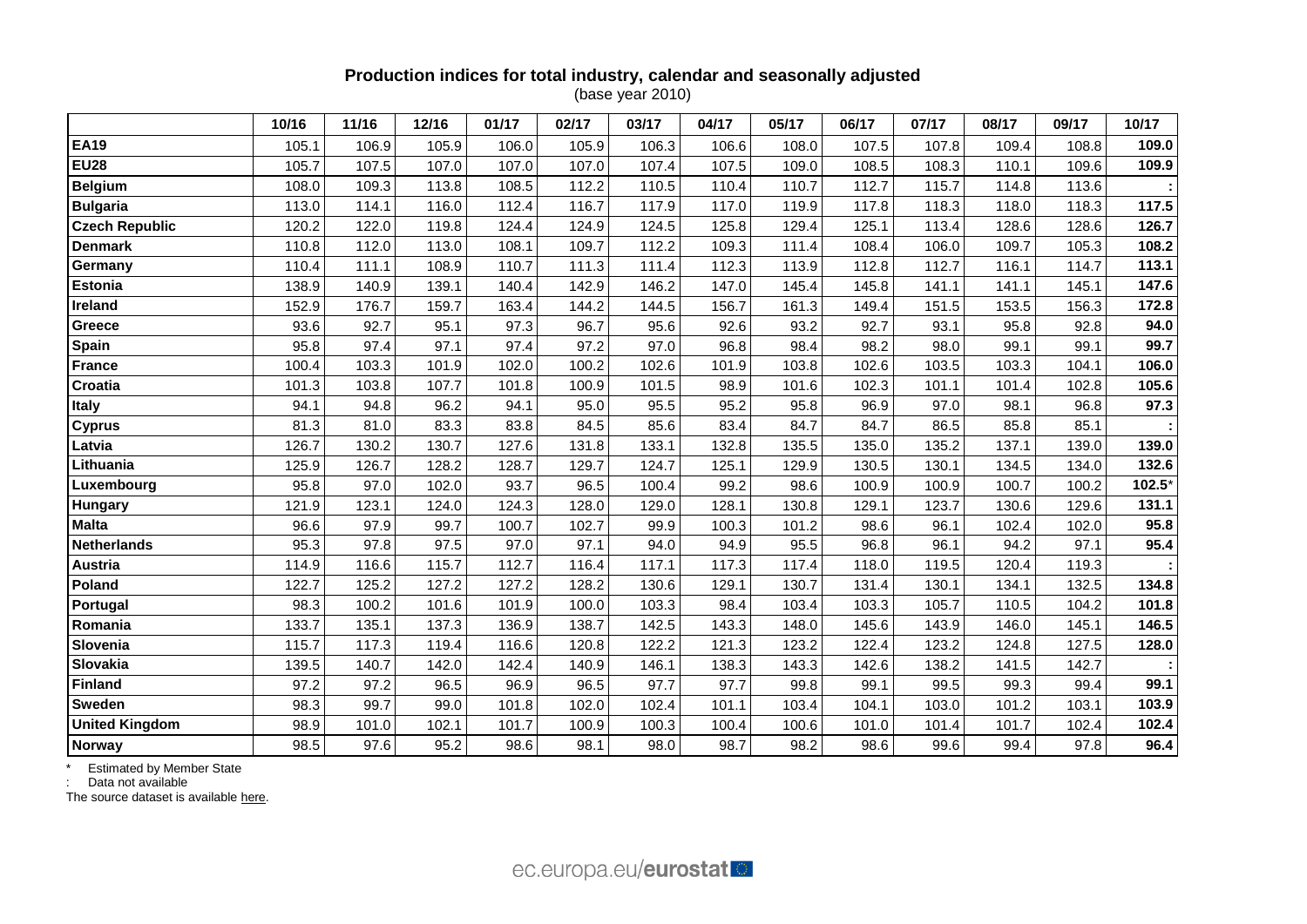### Production indices for total industry, calendar and seasonally adjusted

(base year 2010)

| | 10/16 | 11/16 | 12/16 | 01/17 | 02/17 | 03/17 | 04/17 | 05/17 | 06/17 | 07/17 | 08/17 | 09/17 | 10/17 |
|---|---|---|---|---|---|---|---|---|---|---|---|---|---|
| **EA19** | 105.1 | 106.9 | 105.9 | 106.0 | 105.9 | 106.3 | 106.6 | 108.0 | 107.5 | 107.8 | 109.4 | 108.8 | **109.0** |
| **EU28** | 105.7 | 107.5 | 107.0 | 107.0 | 107.0 | 107.4 | 107.5 | 109.0 | 108.5 | 108.3 | 110.1 | 109.6 | **109.9** |
| **Belgium** | 108.0 | 109.3 | 113.8 | 108.5 | 112.2 | 110.5 | 110.4 | 110.7 | 112.7 | 115.7 | 114.8 | 113.6 | **:** |
| **Bulgaria** | 113.0 | 114.1 | 116.0 | 112.4 | 116.7 | 117.9 | 117.0 | 119.9 | 117.8 | 118.3 | 118.0 | 118.3 | **117.5** |
| **Czech Republic** | 120.2 | 122.0 | 119.8 | 124.4 | 124.9 | 124.5 | 125.8 | 129.4 | 125.1 | 113.4 | 128.6 | 128.6 | **126.7** |
| **Denmark** | 110.8 | 112.0 | 113.0 | 108.1 | 109.7 | 112.2 | 109.3 | 111.4 | 108.4 | 106.0 | 109.7 | 105.3 | **108.2** |
| **Germany** | 110.4 | 111.1 | 108.9 | 110.7 | 111.3 | 111.4 | 112.3 | 113.9 | 112.8 | 112.7 | 116.1 | 114.7 | **113.1** |
| **Estonia** | 138.9 | 140.9 | 139.1 | 140.4 | 142.9 | 146.2 | 147.0 | 145.4 | 145.8 | 141.1 | 141.1 | 145.1 | **147.6** |
| **Ireland** | 152.9 | 176.7 | 159.7 | 163.4 | 144.2 | 144.5 | 156.7 | 161.3 | 149.4 | 151.5 | 153.5 | 156.3 | **172.8** |
| **Greece** | 93.6 | 92.7 | 95.1 | 97.3 | 96.7 | 95.6 | 92.6 | 93.2 | 92.7 | 93.1 | 95.8 | 92.8 | **94.0** |
| **Spain** | 95.8 | 97.4 | 97.1 | 97.4 | 97.2 | 97.0 | 96.8 | 98.4 | 98.2 | 98.0 | 99.1 | 99.1 | **99.7** |
| **France** | 100.4 | 103.3 | 101.9 | 102.0 | 100.2 | 102.6 | 101.9 | 103.8 | 102.6 | 103.5 | 103.3 | 104.1 | **106.0** |
| **Croatia** | 101.3 | 103.8 | 107.7 | 101.8 | 100.9 | 101.5 | 98.9 | 101.6 | 102.3 | 101.1 | 101.4 | 102.8 | **105.6** |
| **Italy** | 94.1 | 94.8 | 96.2 | 94.1 | 95.0 | 95.5 | 95.2 | 95.8 | 96.9 | 97.0 | 98.1 | 96.8 | **97.3** |
| **Cyprus** | 81.3 | 81.0 | 83.3 | 83.8 | 84.5 | 85.6 | 83.4 | 84.7 | 84.7 | 86.5 | 85.8 | 85.1 | **:** |
| **Latvia** | 126.7 | 130.2 | 130.7 | 127.6 | 131.8 | 133.1 | 132.8 | 135.5 | 135.0 | 135.2 | 137.1 | 139.0 | **139.0** |
| **Lithuania** | 125.9 | 126.7 | 128.2 | 128.7 | 129.7 | 124.7 | 125.1 | 129.9 | 130.5 | 130.1 | 134.5 | 134.0 | **132.6** |
| **Luxembourg** | 95.8 | 97.0 | 102.0 | 93.7 | 96.5 | 100.4 | 99.2 | 98.6 | 100.9 | 100.9 | 100.7 | 100.2 | **102.5*** |
| **Hungary** | 121.9 | 123.1 | 124.0 | 124.3 | 128.0 | 129.0 | 128.1 | 130.8 | 129.1 | 123.7 | 130.6 | 129.6 | **131.1** |
| **Malta** | 96.6 | 97.9 | 99.7 | 100.7 | 102.7 | 99.9 | 100.3 | 101.2 | 98.6 | 96.1 | 102.4 | 102.0 | **95.8** |
| **Netherlands** | 95.3 | 97.8 | 97.5 | 97.0 | 97.1 | 94.0 | 94.9 | 95.5 | 96.8 | 96.1 | 94.2 | 97.1 | **95.4** |
| **Austria** | 114.9 | 116.6 | 115.7 | 112.7 | 116.4 | 117.1 | 117.3 | 117.4 | 118.0 | 119.5 | 120.4 | 119.3 | **:** |
| **Poland** | 122.7 | 125.2 | 127.2 | 127.2 | 128.2 | 130.6 | 129.1 | 130.7 | 131.4 | 130.1 | 134.1 | 132.5 | **134.8** |
| **Portugal** | 98.3 | 100.2 | 101.6 | 101.9 | 100.0 | 103.3 | 98.4 | 103.4 | 103.3 | 105.7 | 110.5 | 104.2 | **101.8** |
| **Romania** | 133.7 | 135.1 | 137.3 | 136.9 | 138.7 | 142.5 | 143.3 | 148.0 | 145.6 | 143.9 | 146.0 | 145.1 | **146.5** |
| **Slovenia** | 115.7 | 117.3 | 119.4 | 116.6 | 120.8 | 122.2 | 121.3 | 123.2 | 122.4 | 123.2 | 124.8 | 127.5 | **128.0** |
| **Slovakia** | 139.5 | 140.7 | 142.0 | 142.4 | 140.9 | 146.1 | 138.3 | 143.3 | 142.6 | 138.2 | 141.5 | 142.7 | **:** |
| **Finland** | 97.2 | 97.2 | 96.5 | 96.9 | 96.5 | 97.7 | 97.7 | 99.8 | 99.1 | 99.5 | 99.3 | 99.4 | **99.1** |
| **Sweden** | 98.3 | 99.7 | 99.0 | 101.8 | 102.0 | 102.4 | 101.1 | 103.4 | 104.1 | 103.0 | 101.2 | 103.1 | **103.9** |
| **United Kingdom** | 98.9 | 101.0 | 102.1 | 101.7 | 100.9 | 100.3 | 100.4 | 100.6 | 101.0 | 101.4 | 101.7 | 102.4 | **102.4** |
| **Norway** | 98.5 | 97.6 | 95.2 | 98.6 | 98.1 | 98.0 | 98.7 | 98.2 | 98.6 | 99.6 | 99.4 | 97.8 | **96.4** |

\* Estimated by Member State

: Data not available

The source dataset is available here.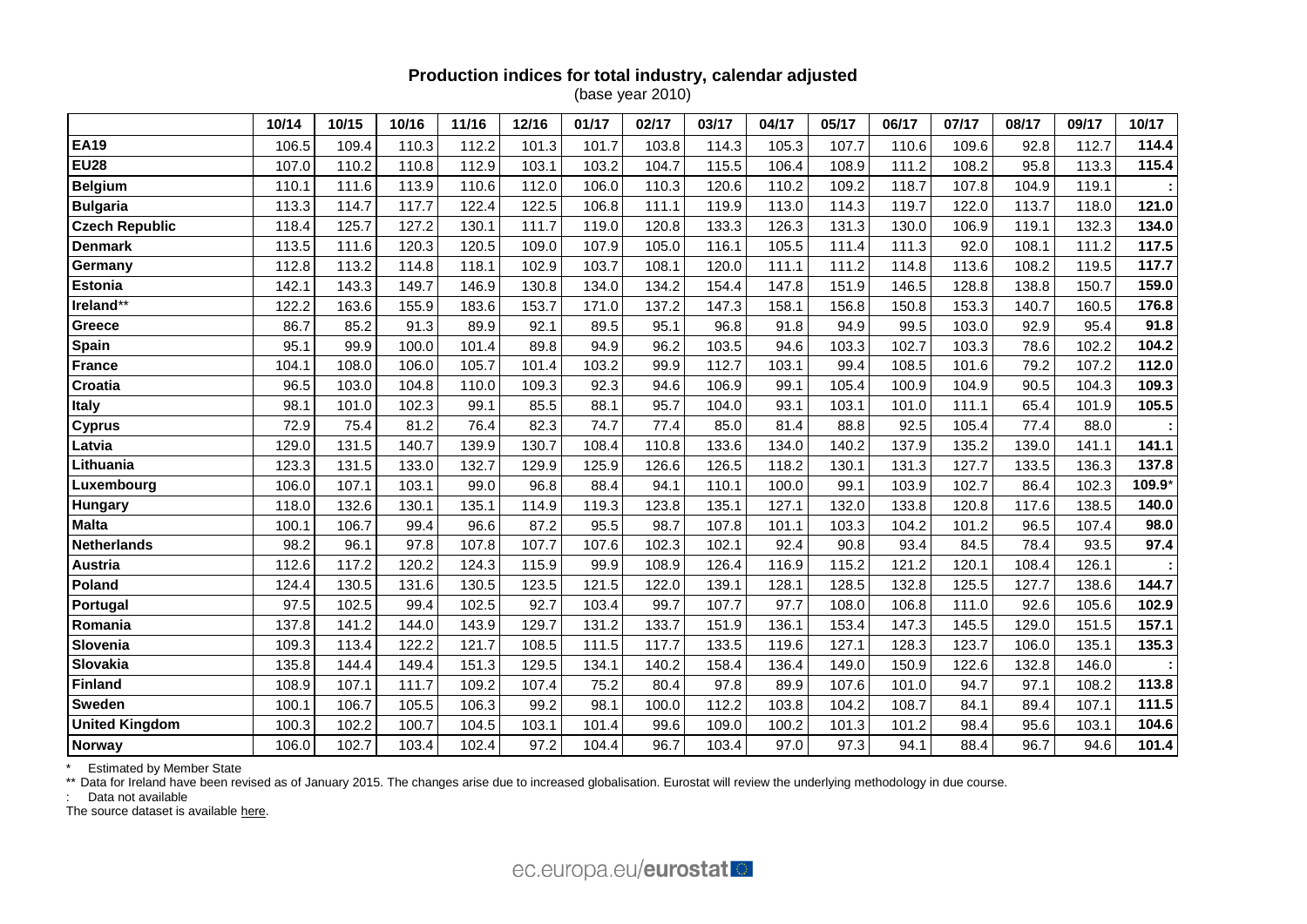## Production indices for total industry, calendar adjusted

(base year 2010)

| | 10/14 | 10/15 | 10/16 | 11/16 | 12/16 | 01/17 | 02/17 | 03/17 | 04/17 | 05/17 | 06/17 | 07/17 | 08/17 | 09/17 | 10/17 |
|---|---|---|---|---|---|---|---|---|---|---|---|---|---|---|---|
| **EA19** | 106.5 | 109.4 | 110.3 | 112.2 | 101.3 | 101.7 | 103.8 | 114.3 | 105.3 | 107.7 | 110.6 | 109.6 | 92.8 | 112.7 | **114.4** |
| **EU28** | 107.0 | 110.2 | 110.8 | 112.9 | 103.1 | 103.2 | 104.7 | 115.5 | 106.4 | 108.9 | 111.2 | 108.2 | 95.8 | 113.3 | **115.4** |
| **Belgium** | 110.1 | 111.6 | 113.9 | 110.6 | 112.0 | 106.0 | 110.3 | 120.6 | 110.2 | 109.2 | 118.7 | 107.8 | 104.9 | 119.1 | **:** |
| **Bulgaria** | 113.3 | 114.7 | 117.7 | 122.4 | 122.5 | 106.8 | 111.1 | 119.9 | 113.0 | 114.3 | 119.7 | 122.0 | 113.7 | 118.0 | **121.0** |
| **Czech Republic** | 118.4 | 125.7 | 127.2 | 130.1 | 111.7 | 119.0 | 120.8 | 133.3 | 126.3 | 131.3 | 130.0 | 106.9 | 119.1 | 132.3 | **134.0** |
| **Denmark** | 113.5 | 111.6 | 120.3 | 120.5 | 109.0 | 107.9 | 105.0 | 116.1 | 105.5 | 111.4 | 111.3 | 92.0 | 108.1 | 111.2 | **117.5** |
| **Germany** | 112.8 | 113.2 | 114.8 | 118.1 | 102.9 | 103.7 | 108.1 | 120.0 | 111.1 | 111.2 | 114.8 | 113.6 | 108.2 | 119.5 | **117.7** |
| **Estonia** | 142.1 | 143.3 | 149.7 | 146.9 | 130.8 | 134.0 | 134.2 | 154.4 | 147.8 | 151.9 | 146.5 | 128.8 | 138.8 | 150.7 | **159.0** |
| **Ireland**** | 122.2 | 163.6 | 155.9 | 183.6 | 153.7 | 171.0 | 137.2 | 147.3 | 158.1 | 156.8 | 150.8 | 153.3 | 140.7 | 160.5 | **176.8** |
| **Greece** | 86.7 | 85.2 | 91.3 | 89.9 | 92.1 | 89.5 | 95.1 | 96.8 | 91.8 | 94.9 | 99.5 | 103.0 | 92.9 | 95.4 | **91.8** |
| **Spain** | 95.1 | 99.9 | 100.0 | 101.4 | 89.8 | 94.9 | 96.2 | 103.5 | 94.6 | 103.3 | 102.7 | 103.3 | 78.6 | 102.2 | **104.2** |
| **France** | 104.1 | 108.0 | 106.0 | 105.7 | 101.4 | 103.2 | 99.9 | 112.7 | 103.1 | 99.4 | 108.5 | 101.6 | 79.2 | 107.2 | **112.0** |
| **Croatia** | 96.5 | 103.0 | 104.8 | 110.0 | 109.3 | 92.3 | 94.6 | 106.9 | 99.1 | 105.4 | 100.9 | 104.9 | 90.5 | 104.3 | **109.3** |
| **Italy** | 98.1 | 101.0 | 102.3 | 99.1 | 85.5 | 88.1 | 95.7 | 104.0 | 93.1 | 103.1 | 101.0 | 111.1 | 65.4 | 101.9 | **105.5** |
| **Cyprus** | 72.9 | 75.4 | 81.2 | 76.4 | 82.3 | 74.7 | 77.4 | 85.0 | 81.4 | 88.8 | 92.5 | 105.4 | 77.4 | 88.0 | **:** |
| **Latvia** | 129.0 | 131.5 | 140.7 | 139.9 | 130.7 | 108.4 | 110.8 | 133.6 | 134.0 | 140.2 | 137.9 | 135.2 | 139.0 | 141.1 | **141.1** |
| **Lithuania** | 123.3 | 131.5 | 133.0 | 132.7 | 129.9 | 125.9 | 126.6 | 126.5 | 118.2 | 130.1 | 131.3 | 127.7 | 133.5 | 136.3 | **137.8** |
| **Luxembourg** | 106.0 | 107.1 | 103.1 | 99.0 | 96.8 | 88.4 | 94.1 | 110.1 | 100.0 | 99.1 | 103.9 | 102.7 | 86.4 | 102.3 | **109.9*** |
| **Hungary** | 118.0 | 132.6 | 130.1 | 135.1 | 114.9 | 119.3 | 123.8 | 135.1 | 127.1 | 132.0 | 133.8 | 120.8 | 117.6 | 138.5 | **140.0** |
| **Malta** | 100.1 | 106.7 | 99.4 | 96.6 | 87.2 | 95.5 | 98.7 | 107.8 | 101.1 | 103.3 | 104.2 | 101.2 | 96.5 | 107.4 | **98.0** |
| **Netherlands** | 98.2 | 96.1 | 97.8 | 107.8 | 107.7 | 107.6 | 102.3 | 102.1 | 92.4 | 90.8 | 93.4 | 84.5 | 78.4 | 93.5 | **97.4** |
| **Austria** | 112.6 | 117.2 | 120.2 | 124.3 | 115.9 | 99.9 | 108.9 | 126.4 | 116.9 | 115.2 | 121.2 | 120.1 | 108.4 | 126.1 | **:** |
| **Poland** | 124.4 | 130.5 | 131.6 | 130.5 | 123.5 | 121.5 | 122.0 | 139.1 | 128.1 | 128.5 | 132.8 | 125.5 | 127.7 | 138.6 | **144.7** |
| **Portugal** | 97.5 | 102.5 | 99.4 | 102.5 | 92.7 | 103.4 | 99.7 | 107.7 | 97.7 | 108.0 | 106.8 | 111.0 | 92.6 | 105.6 | **102.9** |
| **Romania** | 137.8 | 141.2 | 144.0 | 143.9 | 129.7 | 131.2 | 133.7 | 151.9 | 136.1 | 153.4 | 147.3 | 145.5 | 129.0 | 151.5 | **157.1** |
| **Slovenia** | 109.3 | 113.4 | 122.2 | 121.7 | 108.5 | 111.5 | 117.7 | 133.5 | 119.6 | 127.1 | 128.3 | 123.7 | 106.0 | 135.1 | **135.3** |
| **Slovakia** | 135.8 | 144.4 | 149.4 | 151.3 | 129.5 | 134.1 | 140.2 | 158.4 | 136.4 | 149.0 | 150.9 | 122.6 | 132.8 | 146.0 | **:** |
| **Finland** | 108.9 | 107.1 | 111.7 | 109.2 | 107.4 | 75.2 | 80.4 | 97.8 | 89.9 | 107.6 | 101.0 | 94.7 | 97.1 | 108.2 | **113.8** |
| **Sweden** | 100.1 | 106.7 | 105.5 | 106.3 | 99.2 | 98.1 | 100.0 | 112.2 | 103.8 | 104.2 | 108.7 | 84.1 | 89.4 | 107.1 | **111.5** |
| **United Kingdom** | 100.3 | 102.2 | 100.7 | 104.5 | 103.1 | 101.4 | 99.6 | 109.0 | 100.2 | 101.3 | 101.2 | 98.4 | 95.6 | 103.1 | **104.6** |
| **Norway** | 106.0 | 102.7 | 103.4 | 102.4 | 97.2 | 104.4 | 96.7 | 103.4 | 97.0 | 97.3 | 94.1 | 88.4 | 96.7 | 94.6 | **101.4** |

\* Estimated by Member State

** Data for Ireland have been revised as of January 2015. The changes arise due to increased globalisation. Eurostat will review the underlying methodology in due course.

: Data not available

The source dataset is available here.

ec.europa.eu/eurostat